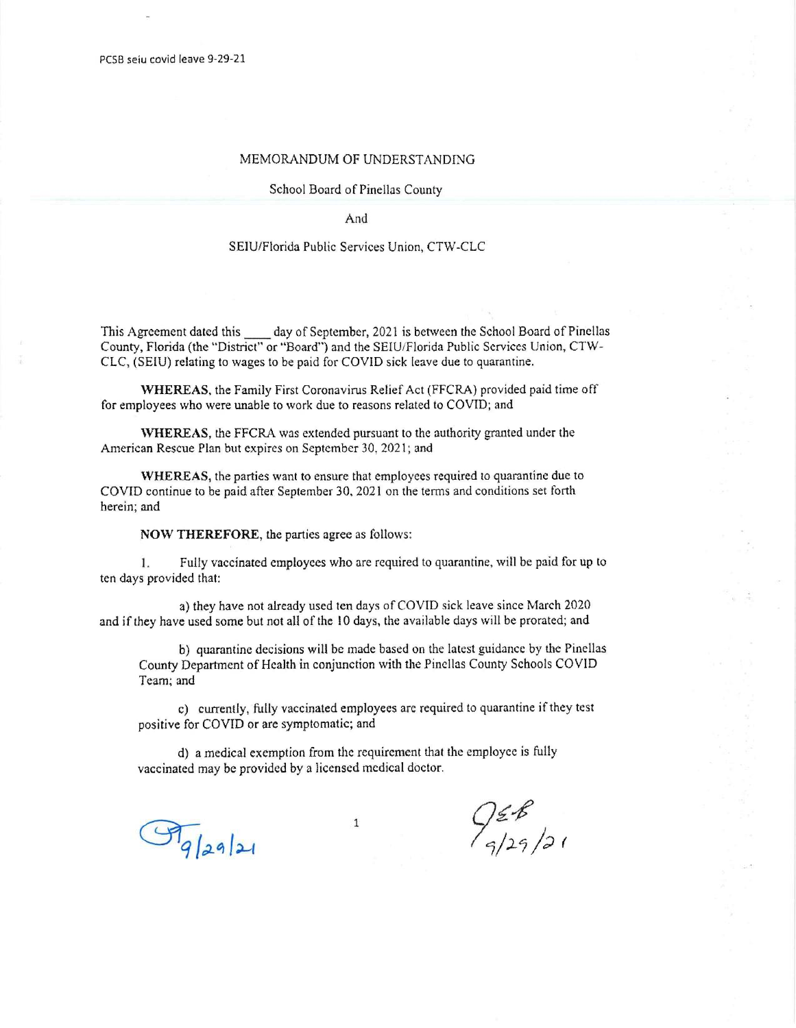PCSB seiu covid leave 9-29-21

# MEMORANDUM OF UNDERSTANDING

School Board of Pinellas County

And

SEIU/Florida Public Services Union, CTW-CLC

This Agreement dated this \_\_\_\_ day of September, 2021 is between the School Board of Pinellas County, Florida (the "District" or "Board") and the SEIU/Florida Public Services Union, CTW-CLC, (SEIU) relating to wages to be paid for COVID sick leave due to quarantine.

**WHEREAS**, the Family First Coronavirus Relief Act (FFCRA) provided paid time off for employees who were unable to work due to reasons related to COVID; and

**WHEREAS**, the FFCRA was extended pursuant to the authority granted under the American Rescue Plan but expires on September 30, 2021; and

**WHEREAS**, the parties want to ensure that employees required to quarantine due to COVID continue to be paid after September 30, 2021 on the terms and conditions set forth herein; and

**NOW THEREFORE**, the parties agree as follows:

1. Fully vaccinated employees who are required to quarantine, will be paid for up to ten days provided that:

   a) they have not already used ten days of COVID sick leave since March 2020 and if they have used some but not all of the 10 days, the available days will be prorated; and

   b) quarantine decisions will be made based on the latest guidance by the Pinellas County Department of Health in conjunction with the Pinellas County Schools COVID Team; and

   c) currently, fully vaccinated employees are required to quarantine if they test positive for COVID or are symptomatic; and

   d) a medical exemption from the requirement that the employee is fully vaccinated may be provided by a licensed medical doctor.

9/29/21 &nbsp;&nbsp;&nbsp;&nbsp;&nbsp;&nbsp;&nbsp;&nbsp; 9/29/21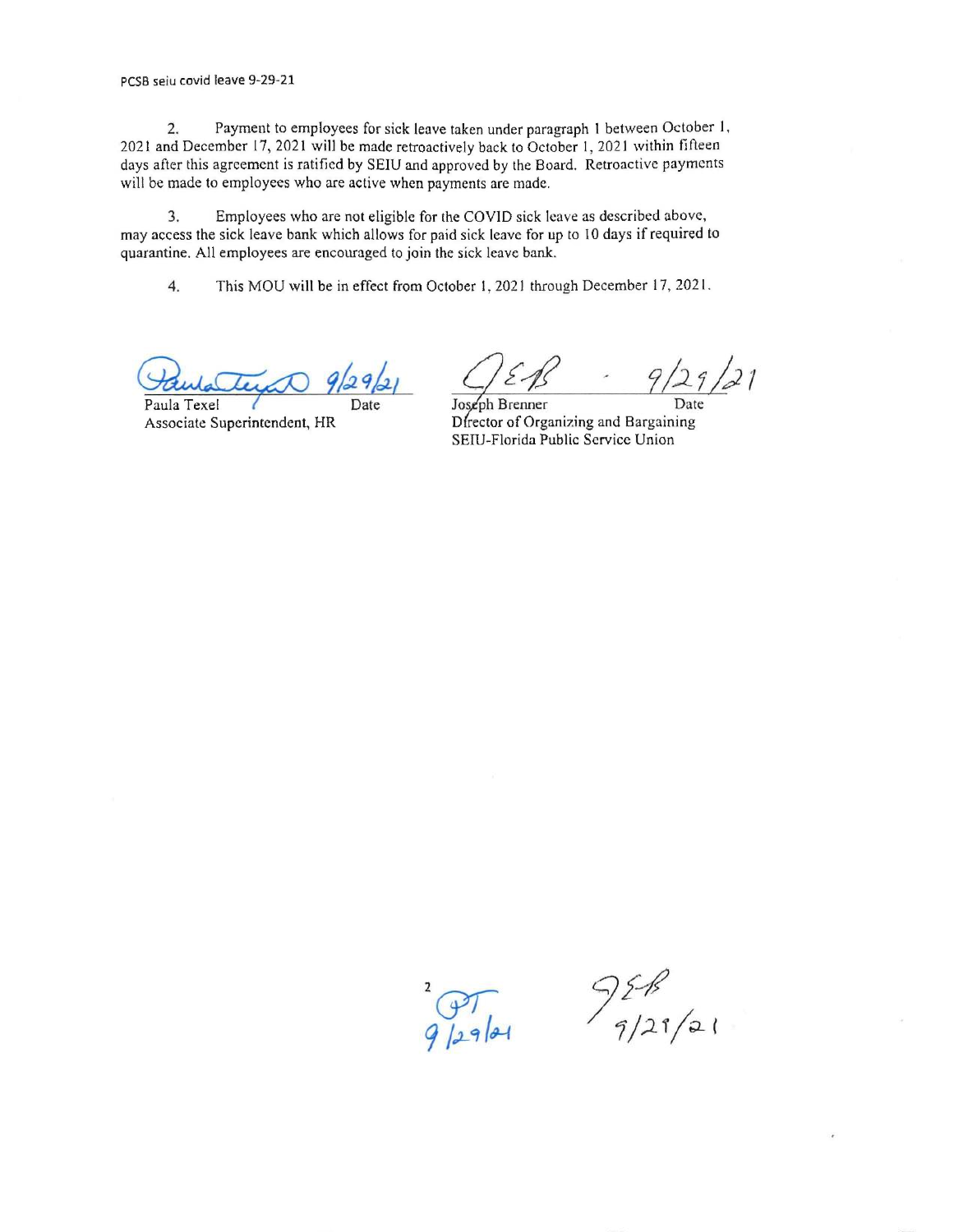2. Payment to employees for sick leave taken under paragraph 1 between October 1, 2021 and December 17, 2021 will be made retroactively back to October 1, 2021 within fifteen days after this agreement is ratified by SEIU and approved by the Board. Retroactive payments will be made to employees who are active when payments are made.

3. Employees who are not eligible for the COVID sick leave as described above, may access the sick leave bank which allows for paid sick leave for up to 10 days if required to quarantine. All employees are encouraged to join the sick leave bank.

4. This MOU will be in effect from October 1, 2021 through December 17, 2021.

9/29/21
Paula Texel — Date
Associate Superintendent, HR

9/29/21
Joseph Brenner — Date
Director of Organizing and Bargaining
SEIU-Florida Public Service Union

PT 9/29/21 JEB 9/29/21